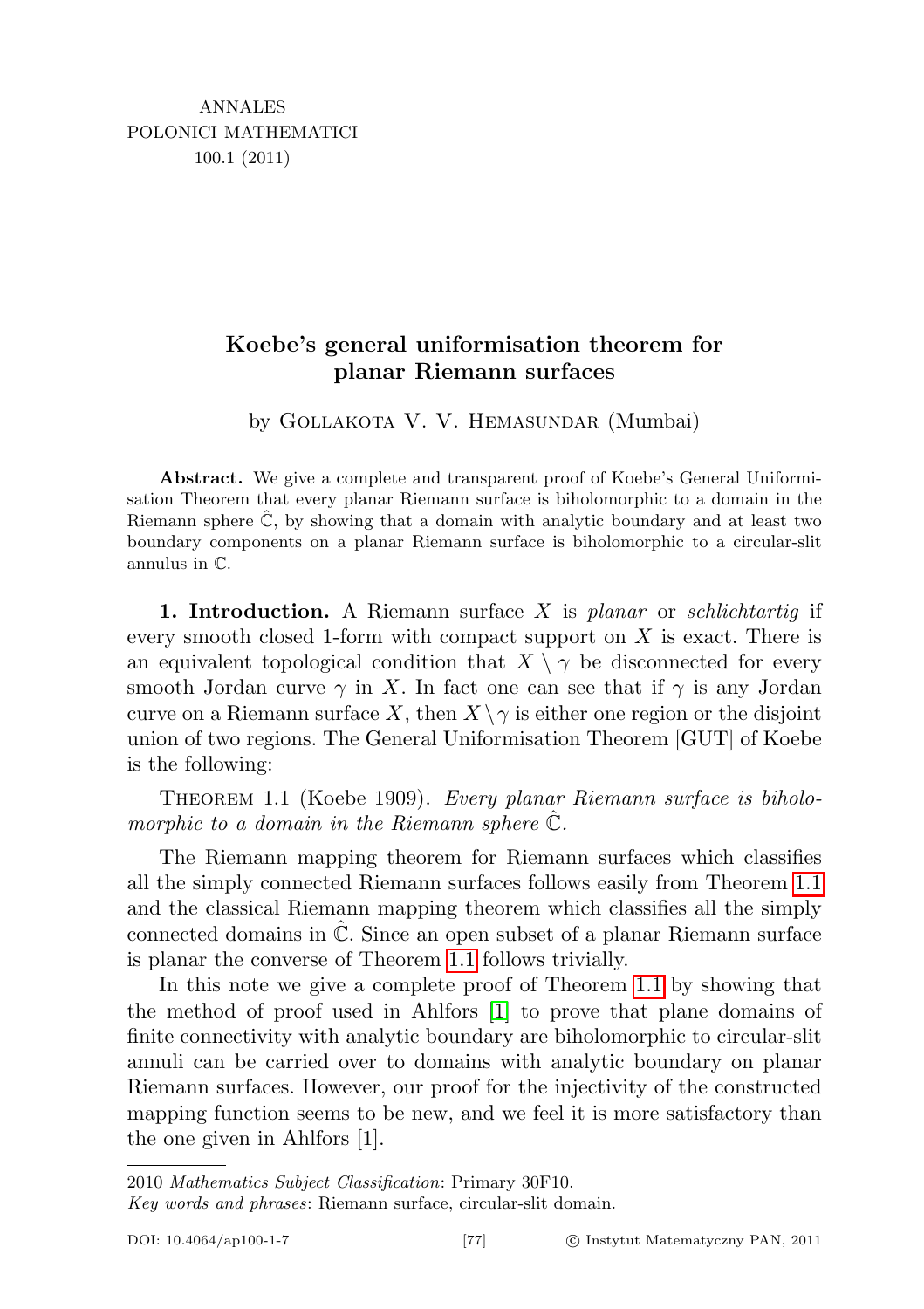ANNALES
POLONICI MATHEMATICI
100.1 (2011)

# Koebe's general uniformisation theorem for planar Riemann surfaces

by Gollakota V. V. Hemasundar (Mumbai)

**Abstract.** We give a complete and transparent proof of Koebe's General Uniformisation Theorem that every planar Riemann surface is biholomorphic to a domain in the Riemann sphere $\hat{\mathbb{C}}$, by showing that a domain with analytic boundary and at least two boundary components on a planar Riemann surface is biholomorphic to a circular-slit annulus in $\mathbb{C}$.

**1. Introduction.** A Riemann surface $X$ is *planar* or *schlichtartig* if every smooth closed 1-form with compact support on $X$ is exact. There is an equivalent topological condition that $X \setminus \gamma$ be disconnected for every smooth Jordan curve $\gamma$ in $X$. In fact one can see that if $\gamma$ is any Jordan curve on a Riemann surface $X$, then $X \setminus \gamma$ is either one region or the disjoint union of two regions. The General Uniformisation Theorem [GUT] of Koebe is the following:

Theorem 1.1 (Koebe 1909). *Every planar Riemann surface is biholomorphic to a domain in the Riemann sphere* $\hat{\mathbb{C}}$.

The Riemann mapping theorem for Riemann surfaces which classifies all the simply connected Riemann surfaces follows easily from Theorem 1.1 and the classical Riemann mapping theorem which classifies all the simply connected domains in $\hat{\mathbb{C}}$. Since an open subset of a planar Riemann surface is planar the converse of Theorem 1.1 follows trivially.

In this note we give a complete proof of Theorem 1.1 by showing that the method of proof used in Ahlfors [1] to prove that plane domains of finite connectivity with analytic boundary are biholomorphic to circular-slit annuli can be carried over to domains with analytic boundary on planar Riemann surfaces. However, our proof for the injectivity of the constructed mapping function seems to be new, and we feel it is more satisfactory than the one given in Ahlfors [1].

---

2010 *Mathematics Subject Classification*: Primary 30F10.

*Key words and phrases*: Riemann surface, circular-slit domain.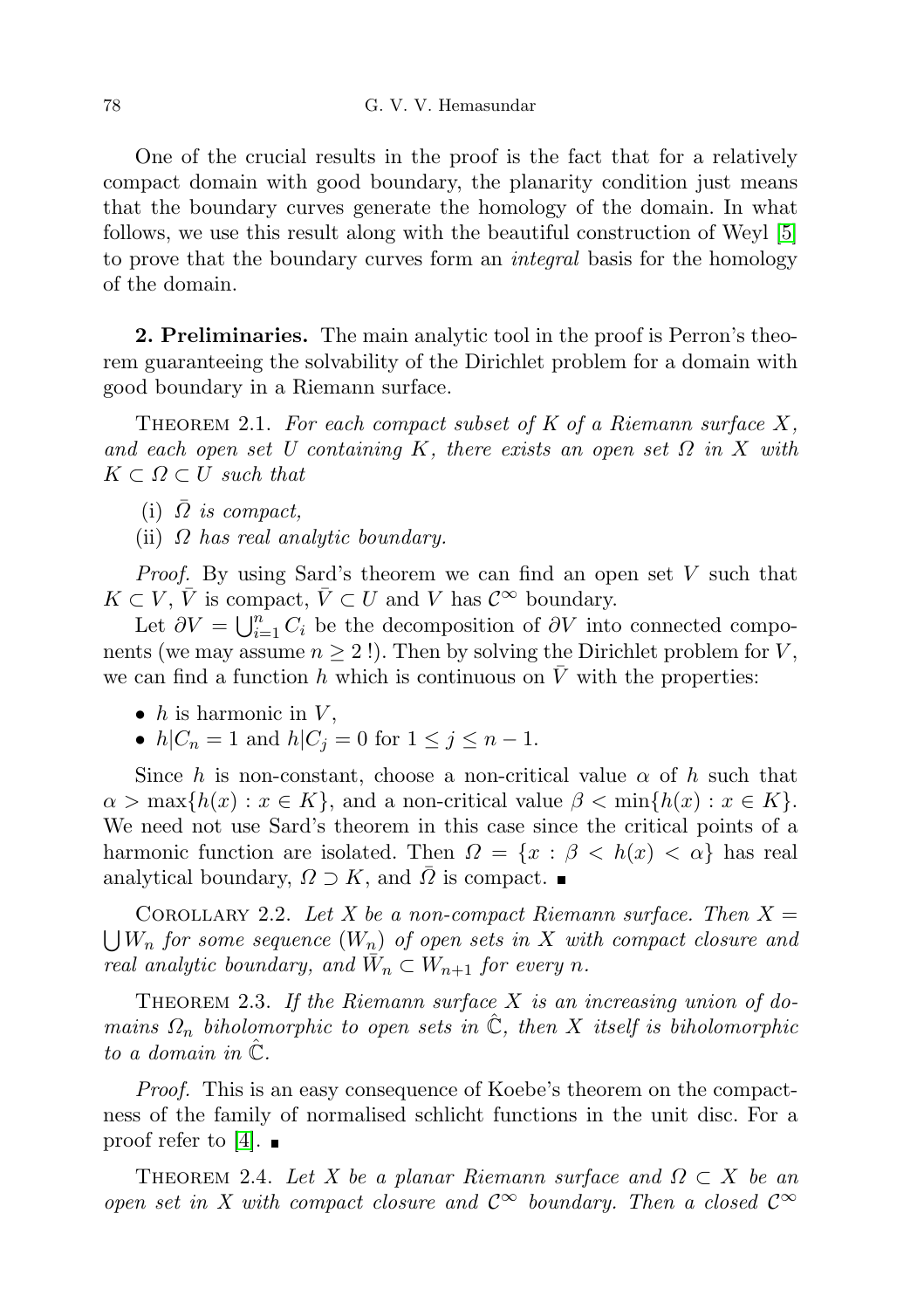One of the crucial results in the proof is the fact that for a relatively compact domain with good boundary, the planarity condition just means that the boundary curves generate the homology of the domain. In what follows, we use this result along with the beautiful construction of Weyl [5] to prove that the boundary curves form an *integral* basis for the homology of the domain.

**2. Preliminaries.** The main analytic tool in the proof is Perron's theorem guaranteeing the solvability of the Dirichlet problem for a domain with good boundary in a Riemann surface.

Theorem 2.1. *For each compact subset of $K$ of a Riemann surface $X$, and each open set $U$ containing $K$, there exists an open set $\Omega$ in $X$ with $K \subset \Omega \subset U$ such that*

(i) *$\bar{\Omega}$ is compact,*

(ii) *$\Omega$ has real analytic boundary.*

*Proof.* By using Sard's theorem we can find an open set $V$ such that $K \subset V$, $\bar{V}$ is compact, $\bar{V} \subset U$ and $V$ has $\mathcal{C}^\infty$ boundary.

Let $\partial V = \bigcup_{i=1}^{n} C_i$ be the decomposition of $\partial V$ into connected components (we may assume $n \geq 2$ !). Then by solving the Dirichlet problem for $V$, we can find a function $h$ which is continuous on $\bar{V}$ with the properties:

- $h$ is harmonic in $V$,
- $h|C_n = 1$ and $h|C_j = 0$ for $1 \leq j \leq n-1$.

Since $h$ is non-constant, choose a non-critical value $\alpha$ of $h$ such that $\alpha > \max\{h(x) : x \in K\}$, and a non-critical value $\beta < \min\{h(x) : x \in K\}$. We need not use Sard's theorem in this case since the critical points of a harmonic function are isolated. Then $\Omega = \{x : \beta < h(x) < \alpha\}$ has real analytical boundary, $\Omega \supset K$, and $\bar{\Omega}$ is compact. ∎

Corollary 2.2. *Let $X$ be a non-compact Riemann surface. Then $X = \bigcup W_n$ for some sequence $(W_n)$ of open sets in $X$ with compact closure and real analytic boundary, and $\bar{W}_n \subset W_{n+1}$ for every $n$.*

Theorem 2.3. *If the Riemann surface $X$ is an increasing union of domains $\Omega_n$ biholomorphic to open sets in $\hat{\mathbb{C}}$, then $X$ itself is biholomorphic to a domain in $\hat{\mathbb{C}}$.*

*Proof.* This is an easy consequence of Koebe's theorem on the compactness of the family of normalised schlicht functions in the unit disc. For a proof refer to [4]. ∎

Theorem 2.4. *Let $X$ be a planar Riemann surface and $\Omega \subset X$ be an open set in $X$ with compact closure and $\mathcal{C}^\infty$ boundary. Then a closed $\mathcal{C}^\infty$*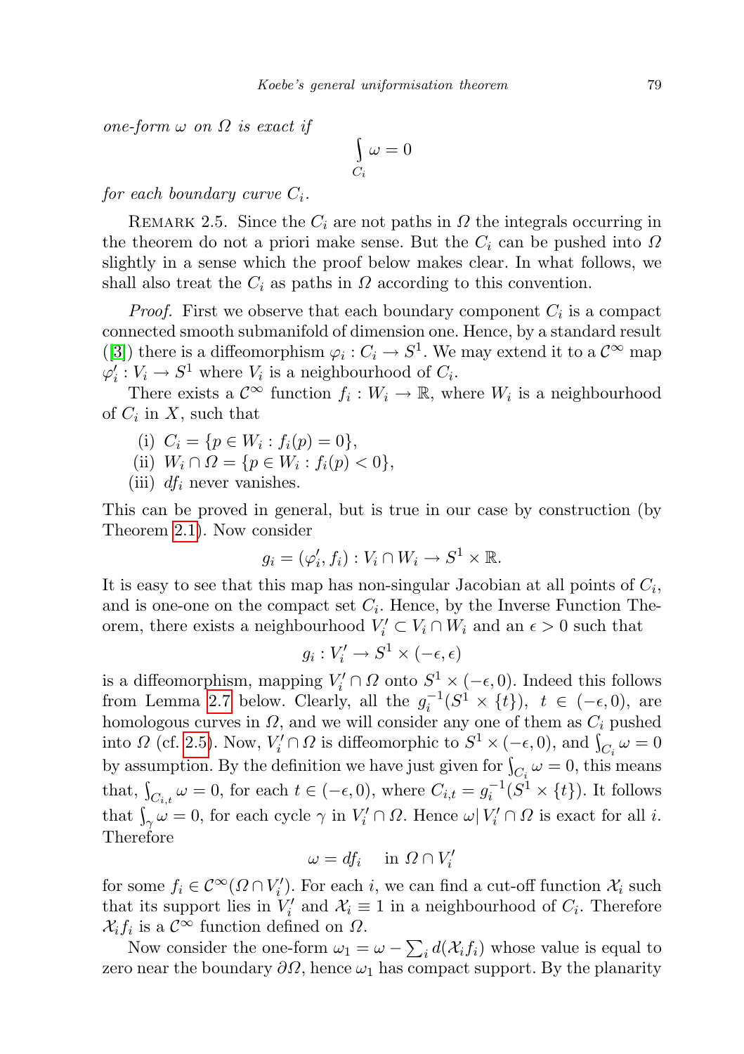*one-form $\omega$ on $\Omega$ is exact if*

$$\int_{C_i} \omega = 0$$

*for each boundary curve $C_i$.*

REMARK 2.5. Since the $C_i$ are not paths in $\Omega$ the integrals occurring in the theorem do not a priori make sense. But the $C_i$ can be pushed into $\Omega$ slightly in a sense which the proof below makes clear. In what follows, we shall also treat the $C_i$ as paths in $\Omega$ according to this convention.

*Proof.* First we observe that each boundary component $C_i$ is a compact connected smooth submanifold of dimension one. Hence, by a standard result ([3]) there is a diffeomorphism $\varphi_i : C_i \to S^1$. We may extend it to a $\mathcal{C}^\infty$ map $\varphi_i' : V_i \to S^1$ where $V_i$ is a neighbourhood of $C_i$.

There exists a $\mathcal{C}^\infty$ function $f_i : W_i \to \mathbb{R}$, where $W_i$ is a neighbourhood of $C_i$ in $X$, such that

(i) $C_i = \{p \in W_i : f_i(p) = 0\}$,
(ii) $W_i \cap \Omega = \{p \in W_i : f_i(p) < 0\}$,
(iii) $df_i$ never vanishes.

This can be proved in general, but is true in our case by construction (by Theorem 2.1). Now consider

$$g_i = (\varphi_i', f_i) : V_i \cap W_i \to S^1 \times \mathbb{R}.$$

It is easy to see that this map has non-singular Jacobian at all points of $C_i$, and is one-one on the compact set $C_i$. Hence, by the Inverse Function Theorem, there exists a neighbourhood $V_i' \subset V_i \cap W_i$ and an $\epsilon > 0$ such that

$$g_i : V_i' \to S^1 \times (-\epsilon, \epsilon)$$

is a diffeomorphism, mapping $V_i' \cap \Omega$ onto $S^1 \times (-\epsilon, 0)$. Indeed this follows from Lemma 2.7 below. Clearly, all the $g_i^{-1}(S^1 \times \{t\})$, $t \in (-\epsilon, 0)$, are homologous curves in $\Omega$, and we will consider any one of them as $C_i$ pushed into $\Omega$ (cf. 2.5). Now, $V_i' \cap \Omega$ is diffeomorphic to $S^1 \times (-\epsilon, 0)$, and $\int_{C_i} \omega = 0$ by assumption. By the definition we have just given for $\int_{C_i} \omega = 0$, this means that, $\int_{C_{i,t}} \omega = 0$, for each $t \in (-\epsilon, 0)$, where $C_{i,t} = g_i^{-1}(S^1 \times \{t\})$. It follows that $\int_\gamma \omega = 0$, for each cycle $\gamma$ in $V_i' \cap \Omega$. Hence $\omega | V_i' \cap \Omega$ is exact for all $i$. Therefore

$$\omega = df_i \quad \text{in } \Omega \cap V_i'$$

for some $f_i \in \mathcal{C}^\infty(\Omega \cap V_i')$. For each $i$, we can find a cut-off function $\mathcal{X}_i$ such that its support lies in $V_i'$ and $\mathcal{X}_i \equiv 1$ in a neighbourhood of $C_i$. Therefore $\mathcal{X}_i f_i$ is a $\mathcal{C}^\infty$ function defined on $\Omega$.

Now consider the one-form $\omega_1 = \omega - \sum_i d(\mathcal{X}_i f_i)$ whose value is equal to zero near the boundary $\partial\Omega$, hence $\omega_1$ has compact support. By the planarity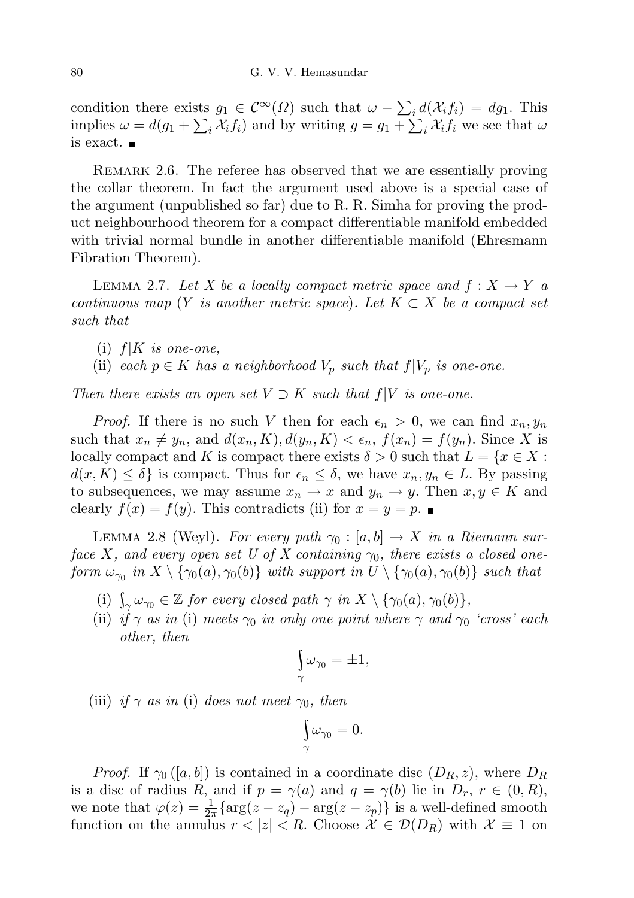condition there exists $g_1 \in \mathcal{C}^\infty(\Omega)$ such that $\omega - \sum_i d(\mathcal{X}_i f_i) = dg_1$. This implies $\omega = d(g_1 + \sum_i \mathcal{X}_i f_i)$ and by writing $g = g_1 + \sum_i \mathcal{X}_i f_i$ we see that $\omega$ is exact. ■

REMARK 2.6. The referee has observed that we are essentially proving the collar theorem. In fact the argument used above is a special case of the argument (unpublished so far) due to R. R. Simha for proving the product neighbourhood theorem for a compact differentiable manifold embedded with trivial normal bundle in another differentiable manifold (Ehresmann Fibration Theorem).

LEMMA 2.7. *Let $X$ be a locally compact metric space and $f : X \to Y$ a continuous map ($Y$ is another metric space). Let $K \subset X$ be a compact set such that*

(i) *$f|K$ is one-one,*
(ii) *each $p \in K$ has a neighborhood $V_p$ such that $f|V_p$ is one-one.*

*Then there exists an open set $V \supset K$ such that $f|V$ is one-one.*

*Proof.* If there is no such $V$ then for each $\epsilon_n > 0$, we can find $x_n, y_n$ such that $x_n \neq y_n$, and $d(x_n, K), d(y_n, K) < \epsilon_n$, $f(x_n) = f(y_n)$. Since $X$ is locally compact and $K$ is compact there exists $\delta > 0$ such that $L = \{x \in X : d(x, K) \leq \delta\}$ is compact. Thus for $\epsilon_n \leq \delta$, we have $x_n, y_n \in L$. By passing to subsequences, we may assume $x_n \to x$ and $y_n \to y$. Then $x, y \in K$ and clearly $f(x) = f(y)$. This contradicts (ii) for $x = y = p$. ■

LEMMA 2.8 (Weyl). *For every path $\gamma_0 : [a, b] \to X$ in a Riemann surface $X$, and every open set $U$ of $X$ containing $\gamma_0$, there exists a closed one-form $\omega_{\gamma_0}$ in $X \setminus \{\gamma_0(a), \gamma_0(b)\}$ with support in $U \setminus \{\gamma_0(a), \gamma_0(b)\}$ such that*

(i) *$\int_\gamma \omega_{\gamma_0} \in \mathbb{Z}$ for every closed path $\gamma$ in $X \setminus \{\gamma_0(a), \gamma_0(b)\}$,*
(ii) *if $\gamma$ as in (i) meets $\gamma_0$ in only one point where $\gamma$ and $\gamma_0$ 'cross' each other, then*

$$\int_\gamma \omega_{\gamma_0} = \pm 1,$$

(iii) *if $\gamma$ as in (i) does not meet $\gamma_0$, then*

$$\int_\gamma \omega_{\gamma_0} = 0.$$

*Proof.* If $\gamma_0([a, b])$ is contained in a coordinate disc $(D_R, z)$, where $D_R$ is a disc of radius $R$, and if $p = \gamma(a)$ and $q = \gamma(b)$ lie in $D_r$, $r \in (0, R)$, we note that $\varphi(z) = \frac{1}{2\pi}\{\arg(z - z_q) - \arg(z - z_p)\}$ is a well-defined smooth function on the annulus $r < |z| < R$. Choose $\mathcal{X} \in \mathcal{D}(D_R)$ with $\mathcal{X} \equiv 1$ on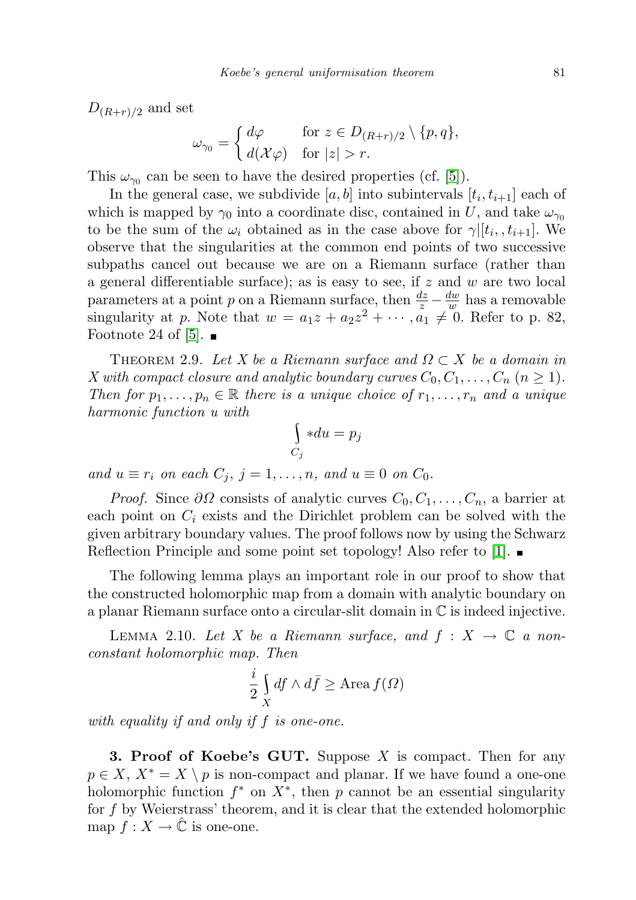$D_{(R+r)/2}$ and set

$$\omega_{\gamma_0} = \begin{cases} d\varphi & \text{for } z \in D_{(R+r)/2} \setminus \{p, q\}, \\ d(\mathcal{X}\varphi) & \text{for } |z| > r. \end{cases}$$

This $\omega_{\gamma_0}$ can be seen to have the desired properties (cf. [5]).

In the general case, we subdivide $[a, b]$ into subintervals $[t_i, t_{i+1}]$ each of which is mapped by $\gamma_0$ into a coordinate disc, contained in $U$, and take $\omega_{\gamma_0}$ to be the sum of the $\omega_i$ obtained as in the case above for $\gamma|[t_i, , t_{i+1}]$. We observe that the singularities at the common end points of two successive subpaths cancel out because we are on a Riemann surface (rather than a general differentiable surface); as is easy to see, if $z$ and $w$ are two local parameters at a point $p$ on a Riemann surface, then $\frac{dz}{z} - \frac{dw}{w}$ has a removable singularity at $p$. Note that $w = a_1 z + a_2 z^2 + \cdots, a_1 \neq 0$. Refer to p. 82, Footnote 24 of [5]. ■

THEOREM 2.9. *Let $X$ be a Riemann surface and $\Omega \subset X$ be a domain in $X$ with compact closure and analytic boundary curves $C_0, C_1, \ldots, C_n$ $(n \geq 1)$. Then for $p_1, \ldots, p_n \in \mathbb{R}$ there is a unique choice of $r_1, \ldots, r_n$ and a unique harmonic function $u$ with*

$$\int_{C_j} *du = p_j$$

*and $u \equiv r_i$ on each $C_j$, $j = 1, \ldots, n$, and $u \equiv 0$ on $C_0$.*

*Proof.* Since $\partial\Omega$ consists of analytic curves $C_0, C_1, \ldots, C_n$, a barrier at each point on $C_i$ exists and the Dirichlet problem can be solved with the given arbitrary boundary values. The proof follows now by using the Schwarz Reflection Principle and some point set topology! Also refer to [1]. ■

The following lemma plays an important role in our proof to show that the constructed holomorphic map from a domain with analytic boundary on a planar Riemann surface onto a circular-slit domain in $\mathbb{C}$ is indeed injective.

LEMMA 2.10. *Let $X$ be a Riemann surface, and $f : X \to \mathbb{C}$ a non-constant holomorphic map. Then*

$$\frac{i}{2} \int_X df \wedge d\bar{f} \geq \operatorname{Area} f(\Omega)$$

*with equality if and only if $f$ is one-one.*

**3. Proof of Koebe's GUT.** Suppose $X$ is compact. Then for any $p \in X$, $X^* = X \setminus p$ is non-compact and planar. If we have found a one-one holomorphic function $f^*$ on $X^*$, then $p$ cannot be an essential singularity for $f$ by Weierstrass' theorem, and it is clear that the extended holomorphic map $f : X \to \hat{\mathbb{C}}$ is one-one.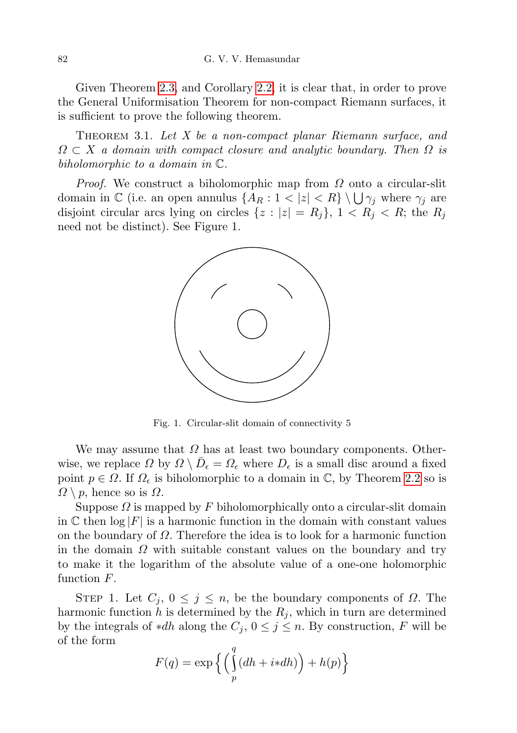Given Theorem 2.3, and Corollary 2.2, it is clear that, in order to prove the General Uniformisation Theorem for non-compact Riemann surfaces, it is sufficient to prove the following theorem.

THEOREM 3.1. *Let $X$ be a non-compact planar Riemann surface, and $\Omega \subset X$ a domain with compact closure and analytic boundary. Then $\Omega$ is biholomorphic to a domain in $\mathbb{C}$.*

*Proof.* We construct a biholomorphic map from $\Omega$ onto a circular-slit domain in $\mathbb{C}$ (i.e. an open annulus $\{A_R : 1 < |z| < R\} \setminus \bigcup \gamma_j$ where $\gamma_j$ are disjoint circular arcs lying on circles $\{z : |z| = R_j\}$, $1 < R_j < R$; the $R_j$ need not be distinct). See Figure 1.

Fig. 1. Circular-slit domain of connectivity 5

We may assume that $\Omega$ has at least two boundary components. Otherwise, we replace $\Omega$ by $\Omega \setminus \bar{D}_\epsilon = \Omega_\epsilon$ where $D_\epsilon$ is a small disc around a fixed point $p \in \Omega$. If $\Omega_\epsilon$ is biholomorphic to a domain in $\mathbb{C}$, by Theorem 2.2 so is $\Omega \setminus p$, hence so is $\Omega$.

Suppose $\Omega$ is mapped by $F$ biholomorphically onto a circular-slit domain in $\mathbb{C}$ then $\log |F|$ is a harmonic function in the domain with constant values on the boundary of $\Omega$. Therefore the idea is to look for a harmonic function in the domain $\Omega$ with suitable constant values on the boundary and try to make it the logarithm of the absolute value of a one-one holomorphic function $F$.

STEP 1. Let $C_j$, $0 \leq j \leq n$, be the boundary components of $\Omega$. The harmonic function $h$ is determined by the $R_j$, which in turn are determined by the integrals of $*dh$ along the $C_j$, $0 \leq j \leq n$. By construction, $F$ will be of the form

$$F(q) = \exp\Big\{ \Big( \int_p^q (dh + i{*dh}) \Big) + h(p) \Big\}$$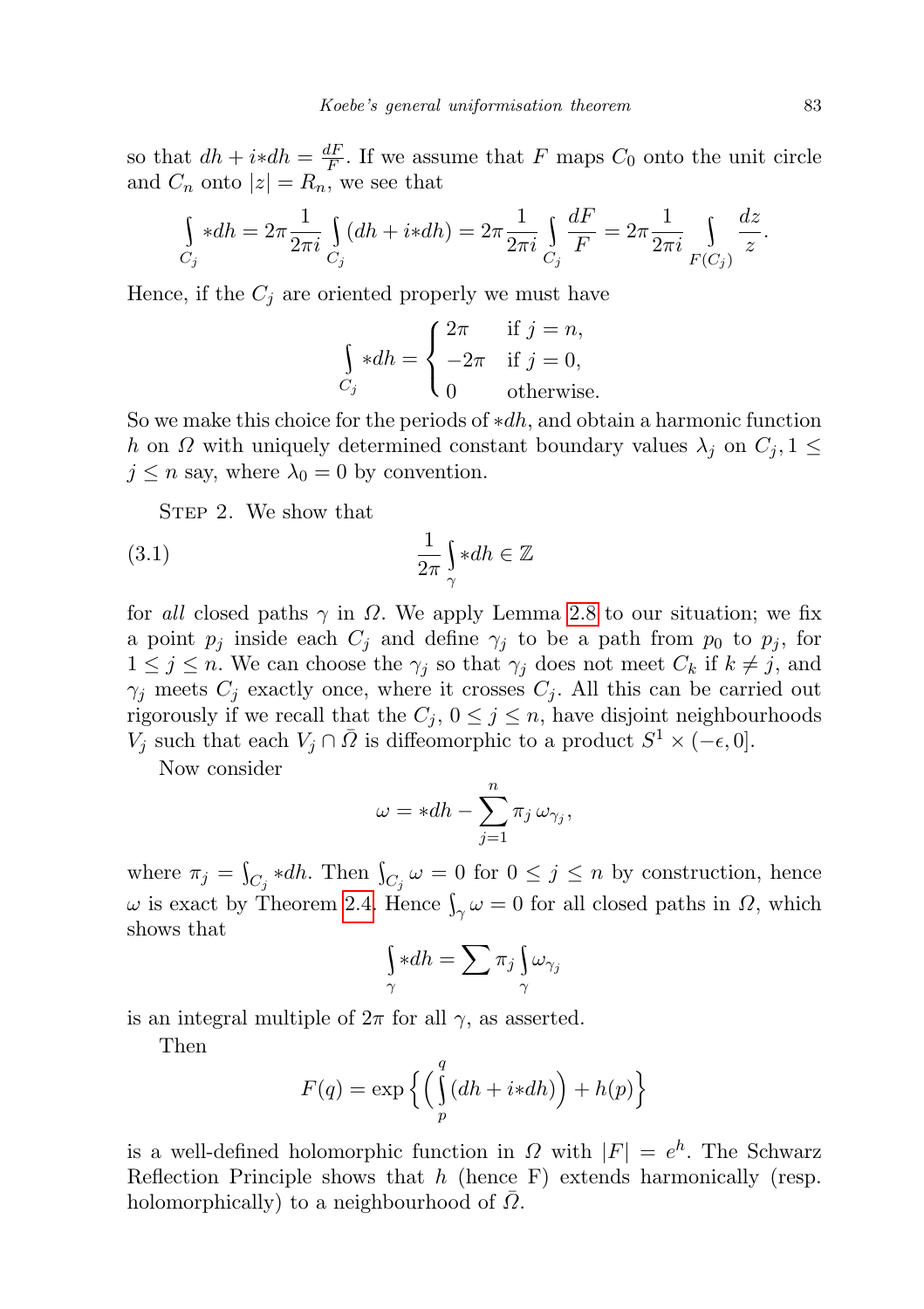so that $dh + i{*}dh = \frac{dF}{F}$. If we assume that $F$ maps $C_0$ onto the unit circle and $C_n$ onto $|z| = R_n$, we see that

$$\int_{C_j} {*}dh = 2\pi \frac{1}{2\pi i} \int_{C_j} (dh + i{*}dh) = 2\pi \frac{1}{2\pi i} \int_{C_j} \frac{dF}{F} = 2\pi \frac{1}{2\pi i} \int_{F(C_j)} \frac{dz}{z}.$$

Hence, if the $C_j$ are oriented properly we must have

$$\int_{C_j} {*}dh = \begin{cases} 2\pi & \text{if } j = n, \\ -2\pi & \text{if } j = 0, \\ 0 & \text{otherwise.} \end{cases}$$

So we make this choice for the periods of ${*}dh$, and obtain a harmonic function $h$ on $\Omega$ with uniquely determined constant boundary values $\lambda_j$ on $C_j, 1 \leq j \leq n$ say, where $\lambda_0 = 0$ by convention.

Step 2. We show that

$$\frac{1}{2\pi} \int_{\gamma} {*}dh \in \mathbb{Z} \tag{3.1}$$

for *all* closed paths $\gamma$ in $\Omega$. We apply Lemma 2.8 to our situation; we fix a point $p_j$ inside each $C_j$ and define $\gamma_j$ to be a path from $p_0$ to $p_j$, for $1 \leq j \leq n$. We can choose the $\gamma_j$ so that $\gamma_j$ does not meet $C_k$ if $k \neq j$, and $\gamma_j$ meets $C_j$ exactly once, where it crosses $C_j$. All this can be carried out rigorously if we recall that the $C_j$, $0 \leq j \leq n$, have disjoint neighbourhoods $V_j$ such that each $V_j \cap \bar{\Omega}$ is diffeomorphic to a product $S^1 \times (-\epsilon, 0]$.

Now consider

$$\omega = {*}dh - \sum_{j=1}^{n} \pi_j \, \omega_{\gamma_j},$$

where $\pi_j = \int_{C_j} {*}dh$. Then $\int_{C_j} \omega = 0$ for $0 \leq j \leq n$ by construction, hence $\omega$ is exact by Theorem 2.4. Hence $\int_{\gamma} \omega = 0$ for all closed paths in $\Omega$, which shows that

$$\int_{\gamma} {*}dh = \sum \pi_j \int_{\gamma} \omega_{\gamma_j}$$

is an integral multiple of $2\pi$ for all $\gamma$, as asserted.

Then

$$F(q) = \exp\Big\{ \Big( \int_{p}^{q} (dh + i{*}dh) \Big) + h(p) \Big\}$$

is a well-defined holomorphic function in $\Omega$ with $|F| = e^h$. The Schwarz Reflection Principle shows that $h$ (hence F) extends harmonically (resp. holomorphically) to a neighbourhood of $\bar{\Omega}$.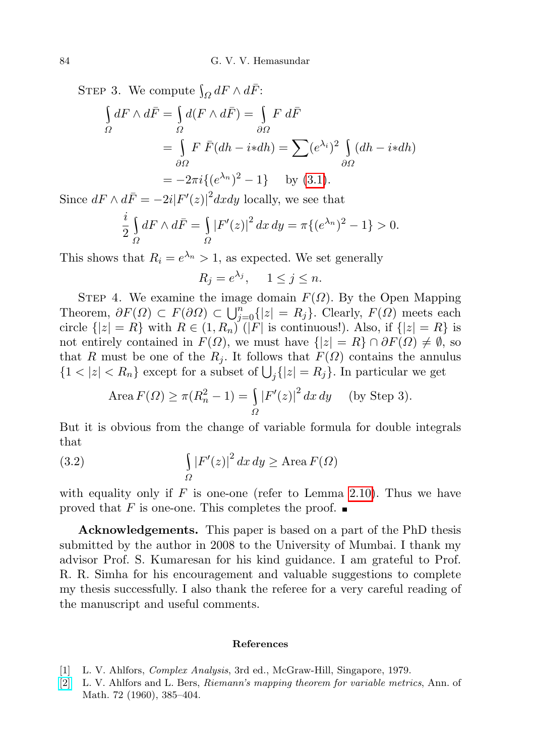STEP 3. We compute $\int_{\Omega} dF \wedge d\bar{F}$:

$$\begin{aligned}
\int_{\Omega} dF \wedge d\bar{F} &= \int_{\Omega} d(F \wedge d\bar{F}) = \int_{\partial\Omega} F\, d\bar{F} \\
&= \int_{\partial\Omega} F\, \bar{F}(dh - i{*}dh) = \sum (e^{\lambda_i})^2 \int_{\partial\Omega} (dh - i{*}dh) \\
&= -2\pi i\{(e^{\lambda_n})^2 - 1\} \quad \text{ by (3.1).}
\end{aligned}$$

Since $dF \wedge d\bar{F} = -2i|F'(z)|^2 dxdy$ locally, we see that

$$\frac{i}{2}\int_{\Omega} dF \wedge d\bar{F} = \int_{\Omega} |F'(z)|^2 \, dx\, dy = \pi\{(e^{\lambda_n})^2 - 1\} > 0.$$

This shows that $R_i = e^{\lambda_n} > 1$, as expected. We set generally

$$R_j = e^{\lambda_j}, \quad 1 \le j \le n.$$

STEP 4. We examine the image domain $F(\Omega)$. By the Open Mapping Theorem, $\partial F(\Omega) \subset F(\partial\Omega) \subset \bigcup_{j=0}^{n}\{|z| = R_j\}$. Clearly, $F(\Omega)$ meets each circle $\{|z| = R\}$ with $R \in (1, R_n)$ ($|F|$ is continuous!). Also, if $\{|z| = R\}$ is not entirely contained in $F(\Omega)$, we must have $\{|z| = R\} \cap \partial F(\Omega) \neq \emptyset$, so that $R$ must be one of the $R_j$. It follows that $F(\Omega)$ contains the annulus $\{1 < |z| < R_n\}$ except for a subset of $\bigcup_j\{|z| = R_j\}$. In particular we get

$$\operatorname{Area} F(\Omega) \ge \pi(R_n^2 - 1) = \int_{\Omega} |F'(z)|^2 \, dx\, dy \quad \text{(by Step 3).}$$

But it is obvious from the change of variable formula for double integrals that

$$\int_{\Omega} |F'(z)|^2 \, dx\, dy \ge \operatorname{Area} F(\Omega) \tag{3.2}$$

with equality only if $F$ is one-one (refer to Lemma 2.10). Thus we have proved that $F$ is one-one. This completes the proof. ∎

**Acknowledgements.** This paper is based on a part of the PhD thesis submitted by the author in 2008 to the University of Mumbai. I thank my advisor Prof. S. Kumaresan for his kind guidance. I am grateful to Prof. R. R. Simha for his encouragement and valuable suggestions to complete my thesis successfully. I also thank the referee for a very careful reading of the manuscript and useful comments.

## References

[1] L. V. Ahlfors, *Complex Analysis*, 3rd ed., McGraw-Hill, Singapore, 1979.

[2] L. V. Ahlfors and L. Bers, *Riemann's mapping theorem for variable metrics*, Ann. of Math. 72 (1960), 385–404.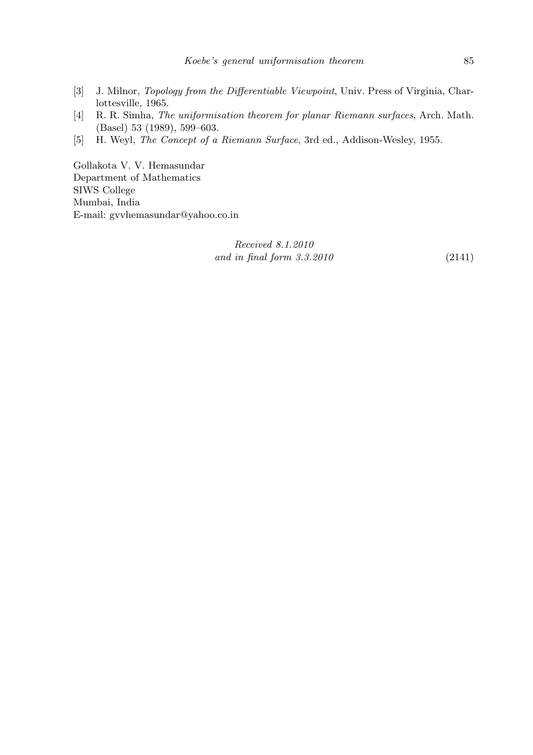[3] J. Milnor, *Topology from the Differentiable Viewpoint*, Univ. Press of Virginia, Charlottesville, 1965.

[4] R. R. Simha, *The uniformisation theorem for planar Riemann surfaces*, Arch. Math. (Basel) 53 (1989), 599–603.

[5] H. Weyl, *The Concept of a Riemann Surface*, 3rd ed., Addison-Wesley, 1955.

Gollakota V. V. Hemasundar
Department of Mathematics
SIWS College
Mumbai, India
E-mail: gvvhemasundar@yahoo.co.in

*Received 8.1.2010*
*and in final form 3.3.2010* (2141)